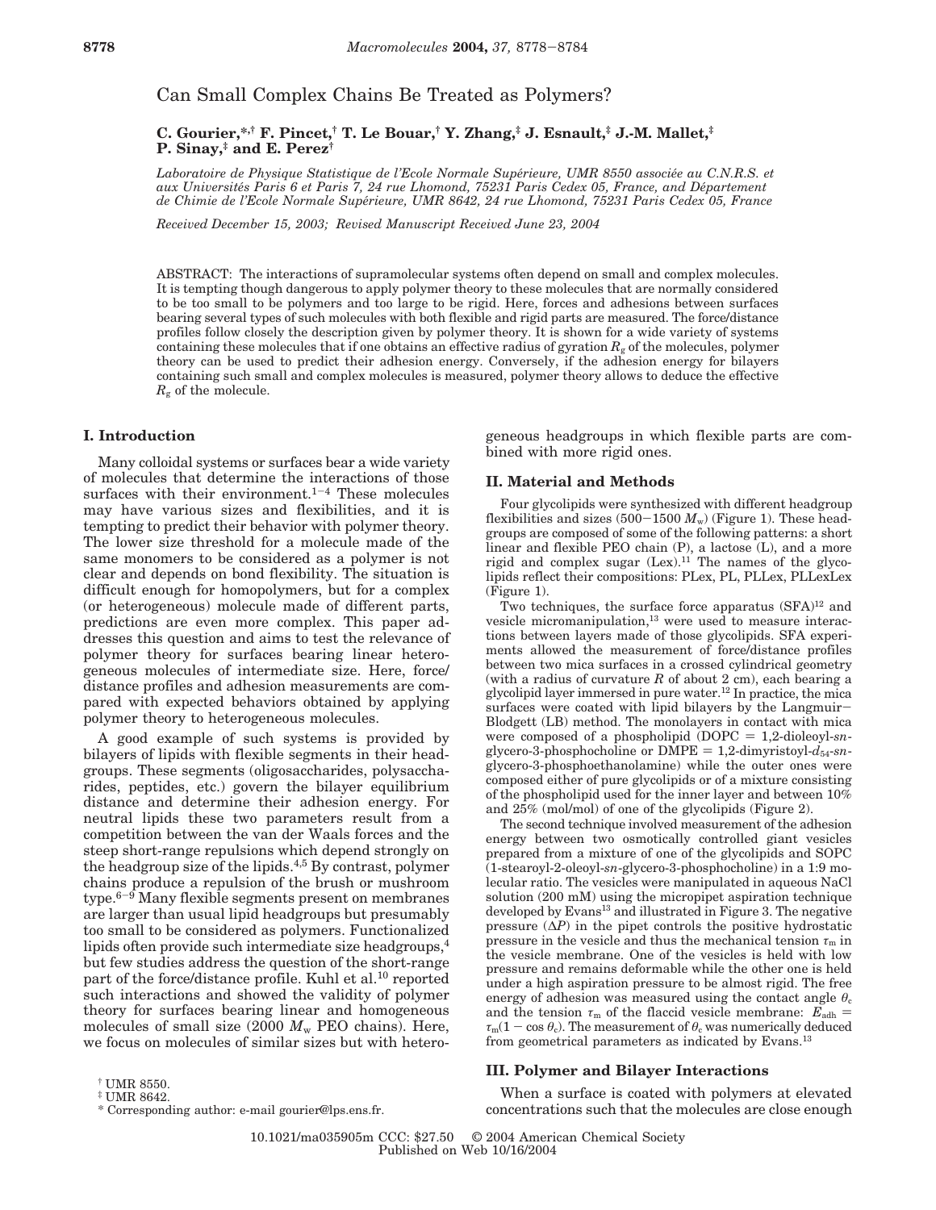# Can Small Complex Chains Be Treated as Polymers?

**C. Gourier,*[†] F. Pincet,[†] T. Le Bouar,[†] Y. Zhang,[‡] J. Esnault,[‡] J.-M. Mallet,[‡] P. Sinay,[‡] and E. Perez[†]**

*Laboratoire de Physique Statistique de l'Ecole Normale Supérieure, UMR 8550 associée au C.N.R.S. et aux Universités Paris 6 et Paris 7, 24 rue Lhomond, 75231 Paris Cedex 05, France, and Département de Chimie de l'Ecole Normale Supérieure, UMR 8642, 24 rue Lhomond, 75231 Paris Cedex 05, France*

*Received December 15, 2003; Revised Manuscript Received June 23, 2004*

ABSTRACT: The interactions of supramolecular systems often depend on small and complex molecules. It is tempting though dangerous to apply polymer theory to these molecules that are normally considered to be too small to be polymers and too large to be rigid. Here, forces and adhesions between surfaces bearing several types of such molecules with both flexible and rigid parts are measured. The force/distance profiles follow closely the description given by polymer theory. It is shown for a wide variety of systems containing these molecules that if one obtains an effective radius of gyration $R_g$ of the molecules, polymer theory can be used to predict their adhesion energy. Conversely, if the adhesion energy for bilayers containing such small and complex molecules is measured, polymer theory allows to deduce the effective $R_g$ of the molecule.

## I. Introduction

Many colloidal systems or surfaces bear a wide variety of molecules that determine the interactions of those surfaces with their environment.[1-4] These molecules may have various sizes and flexibilities, and it is tempting to predict their behavior with polymer theory. The lower size threshold for a molecule made of the same monomers to be considered as a polymer is not clear and depends on bond flexibility. The situation is difficult enough for homopolymers, but for a complex (or heterogeneous) molecule made of different parts, predictions are even more complex. This paper addresses this question and aims to test the relevance of polymer theory for surfaces bearing linear heterogeneous molecules of intermediate size. Here, force/distance profiles and adhesion measurements are compared with expected behaviors obtained by applying polymer theory to heterogeneous molecules.

A good example of such systems is provided by bilayers of lipids with flexible segments in their headgroups. These segments (oligosaccharides, polysaccharides, peptides, etc.) govern the bilayer equilibrium distance and determine their adhesion energy. For neutral lipids these two parameters result from a competition between the van der Waals forces and the steep short-range repulsions which depend strongly on the headgroup size of the lipids.[4,5] By contrast, polymer chains produce a repulsion of the brush or mushroom type.[6-9] Many flexible segments present on membranes are larger than usual lipid headgroups but presumably too small to be considered as polymers. Functionalized lipids often provide such intermediate size headgroups,[4] but few studies address the question of the short-range part of the force/distance profile. Kuhl et al.[10] reported such interactions and showed the validity of polymer theory for surfaces bearing linear and homogeneous molecules of small size (2000 $M_w$ PEO chains). Here, we focus on molecules of similar sizes but with heterogeneous headgroups in which flexible parts are combined with more rigid ones.

## II. Material and Methods

Four glycolipids were synthesized with different headgroup flexibilities and sizes (500–1500 $M_w$) (Figure 1). These headgroups are composed of some of the following patterns: a short linear and flexible PEO chain (P), a lactose (L), and a more rigid and complex sugar (Lex).[11] The names of the glycolipids reflect their compositions: PLex, PL, PLLex, PLLexLex (Figure 1).

Two techniques, the surface force apparatus (SFA)[12] and vesicle micromanipulation,[13] were used to measure interactions between layers made of those glycolipids. SFA experiments allowed the measurement of force/distance profiles between two mica surfaces in a crossed cylindrical geometry (with a radius of curvature $R$ of about 2 cm), each bearing a glycolipid layer immersed in pure water.[12] In practice, the mica surfaces were coated with lipid bilayers by the Langmuir–Blodgett (LB) method. The monolayers in contact with mica were composed of a phospholipid (DOPC = 1,2-dioleoyl-*sn*-glycero-3-phosphocholine or DMPE = 1,2-dimyristoyl-$d_{54}$-*sn*-glycero-3-phosphoethanolamine) while the outer ones were composed either of pure glycolipids or of a mixture consisting of the phospholipid used for the inner layer and between 10% and 25% (mol/mol) of one of the glycolipids (Figure 2).

The second technique involved measurement of the adhesion energy between two osmotically controlled giant vesicles prepared from a mixture of one of the glycolipids and SOPC (1-stearoyl-2-oleoyl-*sn*-glycero-3-phosphocholine) in a 1:9 molecular ratio. The vesicles were manipulated in aqueous NaCl solution (200 mM) using the micropipet aspiration technique developed by Evans[13] and illustrated in Figure 3. The negative pressure ($\Delta P$) in the pipet controls the positive hydrostatic pressure in the vesicle and thus the mechanical tension $\tau_m$ in the vesicle membrane. One of the vesicles is held with low pressure and remains deformable while the other one is held under a high aspiration pressure to be almost rigid. The free energy of adhesion was measured using the contact angle $\theta_c$ and the tension $\tau_m$ of the flaccid vesicle membrane: $E_{adh} = \tau_m(1 - \cos\theta_c)$. The measurement of $\theta_c$ was numerically deduced from geometrical parameters as indicated by Evans.[13]

## III. Polymer and Bilayer Interactions

When a surface is coated with polymers at elevated concentrations such that the molecules are close enough

[†] UMR 8550.
[‡] UMR 8642.
\* Corresponding author: e-mail gourier@lps.ens.fr.

10.1021/ma035905m CCC: $27.50 © 2004 American Chemical Society
Published on Web 10/16/2004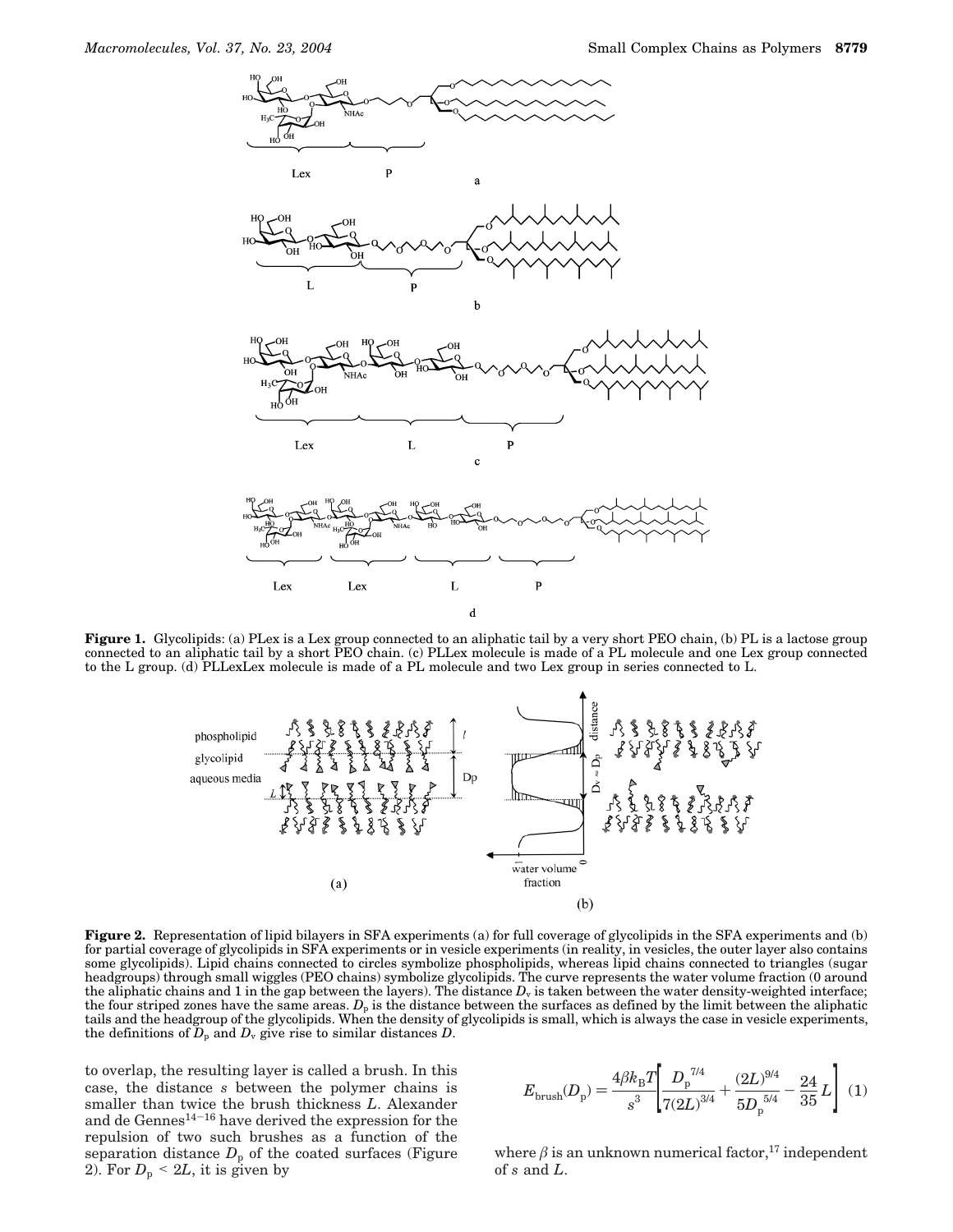**Figure 1.** Glycolipids: (a) PLex is a Lex group connected to an aliphatic tail by a very short PEO chain, (b) PL is a lactose group connected to an aliphatic tail by a short PEO chain. (c) PLLex molecule is made of a PL molecule and one Lex group connected to the L group. (d) PLLexLex molecule is made of a PL molecule and two Lex group in series connected to L.

**Figure 2.** Representation of lipid bilayers in SFA experiments (a) for full coverage of glycolipids in the SFA experiments and (b) for partial coverage of glycolipids in SFA experiments or in vesicle experiments (in reality, in vesicles, the outer layer also contains some glycolipids). Lipid chains connected to circles symbolize phospholipids, whereas lipid chains connected to triangles (sugar headgroups) through small wiggles (PEO chains) symbolize glycolipids. The curve represents the water volume fraction (0 around the aliphatic chains and 1 in the gap between the layers). The distance $D_v$ is taken between the water density-weighted interface; the four striped zones have the same areas. $D_p$ is the distance between the surfaces as defined by the limit between the aliphatic tails and the headgroup of the glycolipids. When the density of glycolipids is small, which is always the case in vesicle experiments, the definitions of $D_p$ and $D_v$ give rise to similar distances $D$.

to overlap, the resulting layer is called a brush. In this case, the distance $s$ between the polymer chains is smaller than twice the brush thickness $L$. Alexander and de Gennes[14–16] have derived the expression for the repulsion of two such brushes as a function of the separation distance $D_p$ of the coated surfaces (Figure 2). For $D_p < 2L$, it is given by

$$E_{\mathrm{brush}}(D_p) = \frac{4\beta k_B T}{s^3}\left[\frac{D_p^{7/4}}{7(2L)^{3/4}} + \frac{(2L)^{9/4}}{5D_p^{5/4}} - \frac{24}{35}L\right] \quad (1)$$

where $\beta$ is an unknown numerical factor,[17] independent of $s$ and $L$.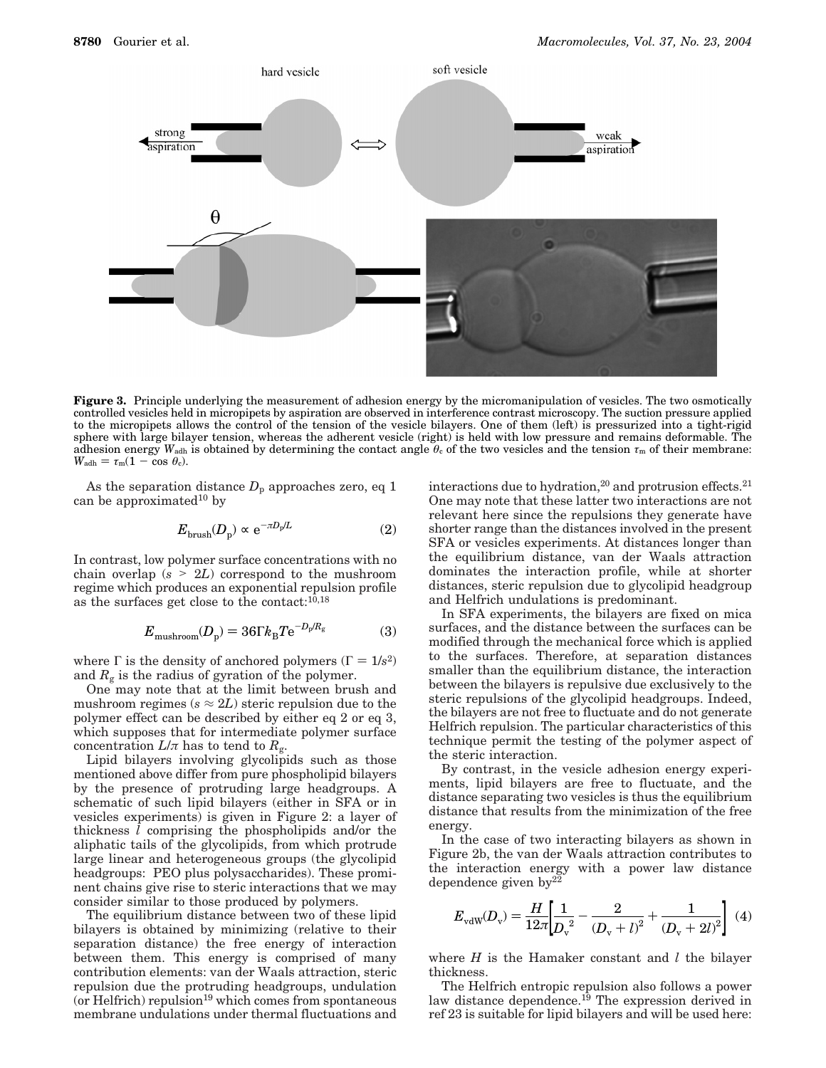hard vesicle

soft vesicle

strong aspiration

weak aspiration

θ

**Figure 3.** Principle underlying the measurement of adhesion energy by the micromanipulation of vesicles. The two osmotically controlled vesicles held in micropipets by aspiration are observed in interference contrast microscopy. The suction pressure applied to the micropipets allows the control of the tension of the vesicle bilayers. One of them (left) is pressurized into a tight-rigid sphere with large bilayer tension, whereas the adherent vesicle (right) is held with low pressure and remains deformable. The adhesion energy $W_{adh}$ is obtained by determining the contact angle $\theta_c$ of the two vesicles and the tension $\tau_m$ of their membrane: $W_{adh} = \tau_m(1 - \cos\theta_c)$.

As the separation distance $D_p$ approaches zero, eq 1 can be approximated[10] by

$$E_{brush}(D_p) \propto e^{-\pi D_p/L} \qquad (2)$$

In contrast, low polymer surface concentrations with no chain overlap ($s > 2L$) correspond to the mushroom regime which produces an exponential repulsion profile as the surfaces get close to the contact:[10,18]

$$E_{mushroom}(D_p) = 36\Gamma k_B T e^{-D_p/R_g} \qquad (3)$$

where $\Gamma$ is the density of anchored polymers ($\Gamma = 1/s^2$) and $R_g$ is the radius of gyration of the polymer.

One may note that at the limit between brush and mushroom regimes ($s \approx 2L$) steric repulsion due to the polymer effect can be described by either eq 2 or eq 3, which supposes that for intermediate polymer surface concentration $L/\pi$ has to tend to $R_g$.

Lipid bilayers involving glycolipids such as those mentioned above differ from pure phospholipid bilayers by the presence of protruding large headgroups. A schematic of such lipid bilayers (either in SFA or in vesicles experiments) is given in Figure 2: a layer of thickness $l$ comprising the phospholipids and/or the aliphatic tails of the glycolipids, from which protrude large linear and heterogeneous groups (the glycolipid headgroups: PEO plus polysaccharides). These prominent chains give rise to steric interactions that we may consider similar to those produced by polymers.

The equilibrium distance between two of these lipid bilayers is obtained by minimizing (relative to their separation distance) the free energy of interaction between them. This energy is comprised of many contribution elements: van der Waals attraction, steric repulsion due the protruding headgroups, undulation (or Helfrich) repulsion[19] which comes from spontaneous membrane undulations under thermal fluctuations and interactions due to hydration,[20] and protrusion effects.[21] One may note that these latter two interactions are not relevant here since the repulsions they generate have shorter range than the distances involved in the present SFA or vesicles experiments. At distances longer than the equilibrium distance, van der Waals attraction dominates the interaction profile, while at shorter distances, steric repulsion due to glycolipid headgroup and Helfrich undulations is predominant.

In SFA experiments, the bilayers are fixed on mica surfaces, and the distance between the surfaces can be modified through the mechanical force which is applied to the surfaces. Therefore, at separation distances smaller than the equilibrium distance, the interaction between the bilayers is repulsive due exclusively to the steric repulsions of the glycolipid headgroups. Indeed, the bilayers are not free to fluctuate and do not generate Helfrich repulsion. The particular characteristics of this technique permit the testing of the polymer aspect of the steric interaction.

By contrast, in the vesicle adhesion energy experiments, lipid bilayers are free to fluctuate, and the distance separating two vesicles is thus the equilibrium distance that results from the minimization of the free energy.

In the case of two interacting bilayers as shown in Figure 2b, the van der Waals attraction contributes to the interaction energy with a power law distance dependence given by[22]

$$E_{vdW}(D_v) = \frac{H}{12\pi}\left[\frac{1}{D_v^{\,2}} - \frac{2}{(D_v + l)^2} + \frac{1}{(D_v + 2l)^2}\right] \qquad (4)$$

where $H$ is the Hamaker constant and $l$ the bilayer thickness.

The Helfrich entropic repulsion also follows a power law distance dependence.[19] The expression derived in ref 23 is suitable for lipid bilayers and will be used here: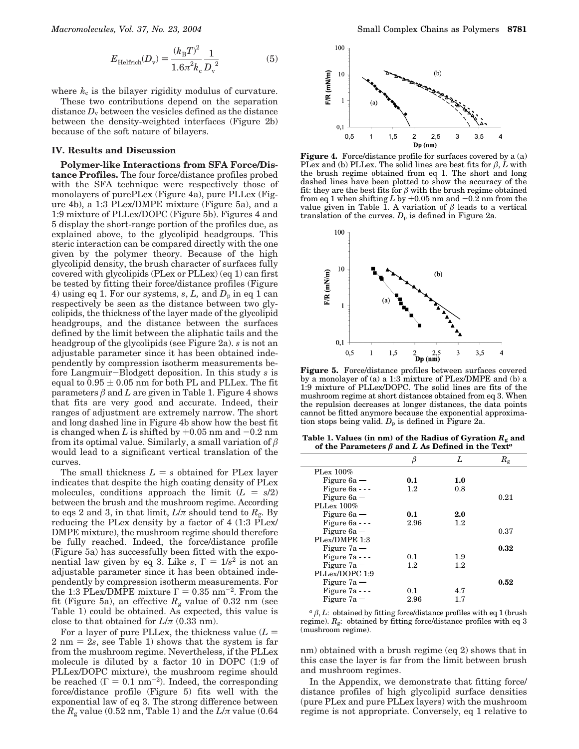$$E_{\mathrm{Helfrich}}(D_{\mathrm{v}}) = \frac{(k_{\mathrm{B}}T)^2}{1.6\pi^2 k_{\mathrm{c}}} \frac{1}{{D_{\mathrm{v}}}^2} \tag{5}$$

where $k_c$ is the bilayer rigidity modulus of curvature.

These two contributions depend on the separation distance $D_v$ between the vesicles defined as the distance between the density-weighted interfaces (Figure 2b) because of the soft nature of bilayers.

## IV. Results and Discussion

**Polymer-like Interactions from SFA Force/Distance Profiles.** The four force/distance profiles probed with the SFA technique were respectively those of monolayers of purePLex (Figure 4a), pure PLLex (Figure 4b), a 1:3 PLex/DMPE mixture (Figure 5a), and a 1:9 mixture of PLLex/DOPC (Figure 5b). Figures 4 and 5 display the short-range portion of the profiles due, as explained above, to the glycolipid headgroups. This steric interaction can be compared directly with the one given by the polymer theory. Because of the high glycolipid density, the brush character of surfaces fully covered with glycolipids (PLex or PLLex) (eq 1) can first be tested by fitting their force/distance profiles (Figure 4) using eq 1. For our systems, $s$, $L$, and $D_p$ in eq 1 can respectively be seen as the distance between two glycolipids, the thickness of the layer made of the glycolipid headgroups, and the distance between the surfaces defined by the limit between the aliphatic tails and the headgroup of the glycolipids (see Figure 2a). $s$ is not an adjustable parameter since it has been obtained independently by compression isotherm measurements before Langmuir–Blodgett deposition. In this study $s$ is equal to $0.95 \pm 0.05$ nm for both PL and PLLex. The fit parameters $\beta$ and $L$ are given in Table 1. Figure 4 shows that fits are very good and accurate. Indeed, their ranges of adjustment are extremely narrow. The short and long dashed line in Figure 4b show how the best fit is changed when $L$ is shifted by $+0.05$ nm and $-0.2$ nm from its optimal value. Similarly, a small variation of $\beta$ would lead to a significant vertical translation of the curves.

The small thickness $L = s$ obtained for PLex layer indicates that despite the high coating density of PLex molecules, conditions approach the limit ($L = s/2$) between the brush and the mushroom regime. According to eqs 2 and 3, in that limit, $L/\pi$ should tend to $R_g$. By reducing the PLex density by a factor of 4 (1:3 PLex/DMPE mixture), the mushroom regime should therefore be fully reached. Indeed, the force/distance profile (Figure 5a) has successfully been fitted with the exponential law given by eq 3. Like $s$, $\Gamma = 1/s^2$ is not an adjustable parameter since it has been obtained independently by compression isotherm measurements. For the 1:3 PLex/DMPE mixture $\Gamma = 0.35$ nm$^{-2}$. From the fit (Figure 5a), an effective $R_g$ value of 0.32 nm (see Table 1) could be obtained. As expected, this value is close to that obtained for $L/\pi$ (0.33 nm).

For a layer of pure PLLex, the thickness value ($L = 2$ nm $= 2s$, see Table 1) shows that the system is far from the mushroom regime. Nevertheless, if the PLLex molecule is diluted by a factor 10 in DOPC (1:9 of PLLex/DOPC mixture), the mushroom regime should be reached ($\Gamma = 0.1$ nm$^{-2}$). Indeed, the corresponding force/distance profile (Figure 5) fits well with the exponential law of eq 3. The strong difference between the $R_g$ value (0.52 nm, Table 1) and the $L/\pi$ value (0.64 nm) obtained with a brush regime (eq 2) shows that in this case the layer is far from the limit between brush and mushroom regimes.

In the Appendix, we demonstrate that fitting force/distance profiles of high glycolipid surface densities (pure PLex and pure PLLex layers) with the mushroom regime is not appropriate. Conversely, eq 1 relative to

**Figure 4.** Force/distance profile for surfaces covered by a (a) PLex and (b) PLLex. The solid lines are best fits for $\beta$, $L$ with the brush regime obtained from eq 1. The short and long dashed lines have been plotted to show the accuracy of the fit: they are the best fits for $\beta$ with the brush regime obtained from eq 1 when shifting $L$ by $+0.05$ nm and $-0.2$ nm from the value given in Table 1. A variation of $\beta$ leads to a vertical translation of the curves. $D_p$ is defined in Figure 2a.

**Figure 5.** Force/distance profiles between surfaces covered by a monolayer of (a) a 1:3 mixture of PLex/DMPE and (b) a 1:9 mixture of PLLex/DOPC. The solid lines are fits of the mushroom regime at short distances obtained from eq 3. When the repulsion decreases at longer distances, the data points cannot be fitted anymore because the exponential approximation stops being valid. $D_p$ is defined in Figure 2a.

**Table 1. Values (in nm) of the Radius of Gyration $R_g$ and of the Parameters $\beta$ and $L$ As Defined in the Text**[a]

| | $\beta$ | $L$ | $R_g$ |
|---|---|---|---|
| PLex 100% | | | |
| Figure 6a — | **0.1** | **1.0** | |
| Figure 6a - - - | 1.2 | 0.8 | |
| Figure 6a – | | | 0.21 |
| PLLex 100% | | | |
| Figure 6a — | **0.1** | **2.0** | |
| Figure 6a - - - | 2.96 | 1.2 | |
| Figure 6a – | | | 0.37 |
| PLex/DMPE 1:3 | | | |
| Figure 7a — | | | **0.32** |
| Figure 7a - - - | 0.1 | 1.9 | |
| Figure 7a – | 1.2 | 1.2 | |
| PLLex/DOPC 1:9 | | | |
| Figure 7a — | | | **0.52** |
| Figure 7a - - - | 0.1 | 4.7 | |
| Figure 7a – | 2.96 | 1.7 | |

[a] $\beta$, $L$: obtained by fitting force/distance profiles with eq 1 (brush regime). $R_g$: obtained by fitting force/distance profiles with eq 3 (mushroom regime).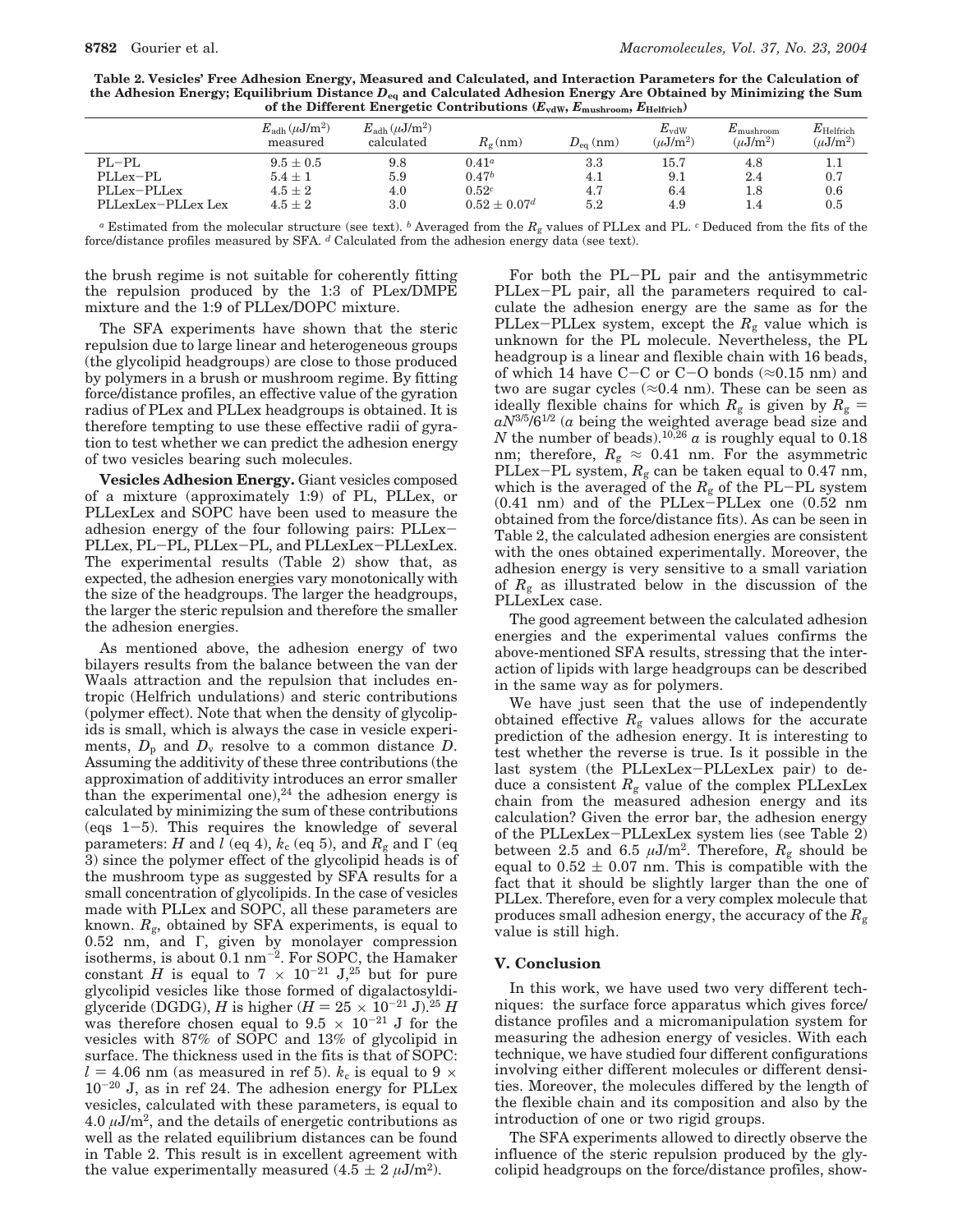**Table 2. Vesicles' Free Adhesion Energy, Measured and Calculated, and Interaction Parameters for the Calculation of the Adhesion Energy; Equilibrium Distance $D_{eq}$ and Calculated Adhesion Energy Are Obtained by Minimizing the Sum of the Different Energetic Contributions ($E_{vdW}$, $E_{mushroom}$, $E_{Helfrich}$)**

| | $E_{adh}$ ($\mu$J/m$^2$) measured | $E_{adh}$ ($\mu$J/m$^2$) calculated | $R_g$ (nm) | $D_{eq}$ (nm) | $E_{vdW}$ ($\mu$J/m$^2$) | $E_{mushroom}$ ($\mu$J/m$^2$) | $E_{Helfrich}$ ($\mu$J/m$^2$) |
|---|---|---|---|---|---|---|---|
| PL–PL | $9.5 \pm 0.5$ | 9.8 | 0.41[a] | 3.3 | 15.7 | 4.8 | 1.1 |
| PLLex–PL | $5.4 \pm 1$ | 5.9 | 0.47[b] | 4.1 | 9.1 | 2.4 | 0.7 |
| PLLex–PLLex | $4.5 \pm 2$ | 4.0 | 0.52[c] | 4.7 | 6.4 | 1.8 | 0.6 |
| PLLexLex–PLLex Lex | $4.5 \pm 2$ | 3.0 | $0.52 \pm 0.07$[d] | 5.2 | 4.9 | 1.4 | 0.5 |

[a] Estimated from the molecular structure (see text). [b] Averaged from the $R_g$ values of PLLex and PL. [c] Deduced from the fits of the force/distance profiles measured by SFA. [d] Calculated from the adhesion energy data (see text).

the brush regime is not suitable for coherently fitting the repulsion produced by the 1:3 of PLex/DMPE mixture and the 1:9 of PLLex/DOPC mixture.

The SFA experiments have shown that the steric repulsion due to large linear and heterogeneous groups (the glycolipid headgroups) are close to those produced by polymers in a brush or mushroom regime. By fitting force/distance profiles, an effective value of the gyration radius of PLex and PLLex headgroups is obtained. It is therefore tempting to use these effective radii of gyration to test whether we can predict the adhesion energy of two vesicles bearing such molecules.

**Vesicles Adhesion Energy.** Giant vesicles composed of a mixture (approximately 1:9) of PL, PLLex, or PLLexLex and SOPC have been used to measure the adhesion energy of the four following pairs: PLLex–PLLex, PL–PL, PLLex–PL, and PLLexLex–PLLexLex. The experimental results (Table 2) show that, as expected, the adhesion energies vary monotonically with the size of the headgroups. The larger the headgroups, the larger the steric repulsion and therefore the smaller the adhesion energies.

As mentioned above, the adhesion energy of two bilayers results from the balance between the van der Waals attraction and the repulsion that includes entropic (Helfrich undulations) and steric contributions (polymer effect). Note that when the density of glycolipids is small, which is always the case in vesicle experiments, $D_p$ and $D_v$ resolve to a common distance $D$. Assuming the additivity of these three contributions (the approximation of additivity introduces an error smaller than the experimental one),[24] the adhesion energy is calculated by minimizing the sum of these contributions (eqs 1–5). This requires the knowledge of several parameters: $H$ and $l$ (eq 4), $k_c$ (eq 5), and $R_g$ and $\Gamma$ (eq 3) since the polymer effect of the glycolipid heads is of the mushroom type as suggested by SFA results for a small concentration of glycolipids. In the case of vesicles made with PLLex and SOPC, all these parameters are known. $R_g$, obtained by SFA experiments, is equal to 0.52 nm, and $\Gamma$, given by monolayer compression isotherms, is about 0.1 nm$^{-2}$. For SOPC, the Hamaker constant $H$ is equal to $7 \times 10^{-21}$ J,[25] but for pure glycolipid vesicles like those formed of digalactosyldiglyceride (DGDG), $H$ is higher ($H = 25 \times 10^{-21}$ J).[25] $H$ was therefore chosen equal to $9.5 \times 10^{-21}$ J for the vesicles with 87% of SOPC and 13% of glycolipid in surface. The thickness used in the fits is that of SOPC: $l = 4.06$ nm (as measured in ref 5). $k_c$ is equal to $9 \times 10^{-20}$ J, as in ref 24. The adhesion energy for PLLex vesicles, calculated with these parameters, is equal to 4.0 $\mu$J/m$^2$, and the details of energetic contributions as well as the related equilibrium distances can be found in Table 2. This result is in excellent agreement with the value experimentally measured ($4.5 \pm 2$ $\mu$J/m$^2$).

For both the PL–PL pair and the antisymmetric PLLex–PL pair, all the parameters required to calculate the adhesion energy are the same as for the PLLex–PLLex system, except the $R_g$ value which is unknown for the PL molecule. Nevertheless, the PL headgroup is a linear and flexible chain with 16 beads, of which 14 have C–C or C–O bonds ($\approx$0.15 nm) and two are sugar cycles ($\approx$0.4 nm). These can be seen as ideally flexible chains for which $R_g$ is given by $R_g = aN^{3/5}/6^{1/2}$ ($a$ being the weighted average bead size and $N$ the number of beads).[10,26] $a$ is roughly equal to 0.18 nm; therefore, $R_g \approx 0.41$ nm. For the asymmetric PLLex–PL system, $R_g$ can be taken equal to 0.47 nm, which is the averaged of the $R_g$ of the PL–PL system (0.41 nm) and of the PLLex–PLLex one (0.52 nm obtained from the force/distance fits). As can be seen in Table 2, the calculated adhesion energies are consistent with the ones obtained experimentally. Moreover, the adhesion energy is very sensitive to a small variation of $R_g$ as illustrated below in the discussion of the PLLexLex case.

The good agreement between the calculated adhesion energies and the experimental values confirms the above-mentioned SFA results, stressing that the interaction of lipids with large headgroups can be described in the same way as for polymers.

We have just seen that the use of independently obtained effective $R_g$ values allows for the accurate prediction of the adhesion energy. It is interesting to test whether the reverse is true. Is it possible in the last system (the PLLexLex–PLLexLex pair) to deduce a consistent $R_g$ value of the complex PLLexLex chain from the measured adhesion energy and its calculation? Given the error bar, the adhesion energy of the PLLexLex–PLLexLex system lies (see Table 2) between 2.5 and 6.5 $\mu$J/m$^2$. Therefore, $R_g$ should be equal to $0.52 \pm 0.07$ nm. This is compatible with the fact that it should be slightly larger than the one of PLLex. Therefore, even for a very complex molecule that produces small adhesion energy, the accuracy of the $R_g$ value is still high.

## V. Conclusion

In this work, we have used two very different techniques: the surface force apparatus which gives force/distance profiles and a micromanipulation system for measuring the adhesion energy of vesicles. With each technique, we have studied four different configurations involving either different molecules or different densities. Moreover, the molecules differed by the length of the flexible chain and its composition and also by the introduction of one or two rigid groups.

The SFA experiments allowed to directly observe the influence of the steric repulsion produced by the glycolipid headgroups on the force/distance profiles, show-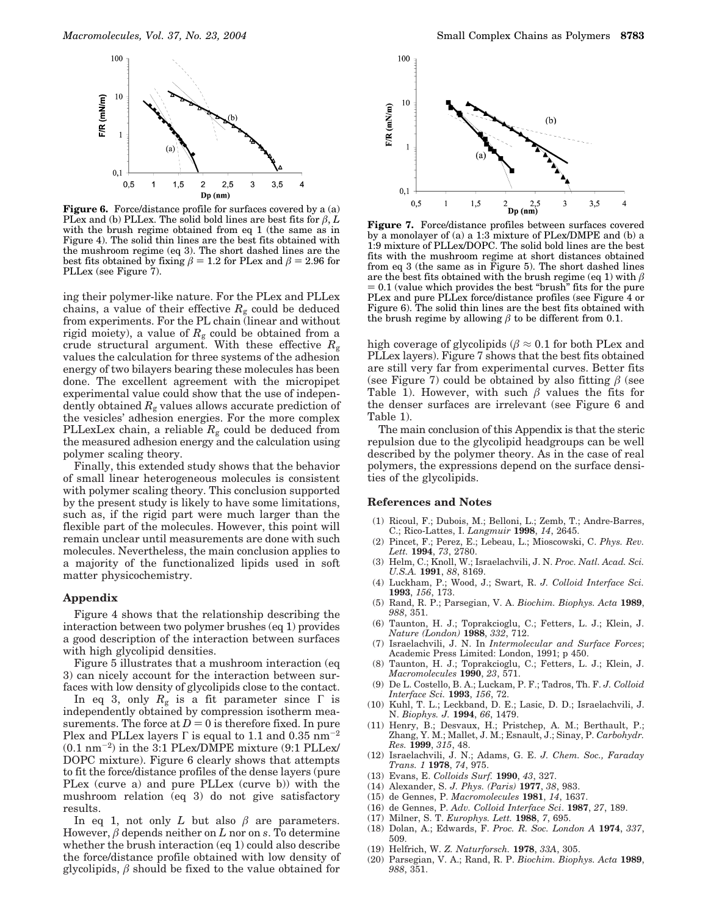**Figure 6.** Force/distance profile for surfaces covered by a (a) PLex and (b) PLLex. The solid bold lines are best fits for $\beta$, $L$ with the brush regime obtained from eq 1 (the same as in Figure 4). The solid thin lines are the best fits obtained with the mushroom regime (eq 3). The short dashed lines are the best fits obtained by fixing $\beta = 1.2$ for PLex and $\beta = 2.96$ for PLLex (see Figure 7).

ing their polymer-like nature. For the PLex and PLLex chains, a value of their effective $R_g$ could be deduced from experiments. For the PL chain (linear and without rigid moiety), a value of $R_g$ could be obtained from a crude structural argument. With these effective $R_g$ values the calculation for three systems of the adhesion energy of two bilayers bearing these molecules has been done. The excellent agreement with the micropipet experimental value could show that the use of independently obtained $R_g$ values allows accurate prediction of the vesicles' adhesion energies. For the more complex PLLexLex chain, a reliable $R_g$ could be deduced from the measured adhesion energy and the calculation using polymer scaling theory.

Finally, this extended study shows that the behavior of small linear heterogeneous molecules is consistent with polymer scaling theory. This conclusion supported by the present study is likely to have some limitations, such as, if the rigid part were much larger than the flexible part of the molecules. However, this point will remain unclear until measurements are done with such molecules. Nevertheless, the main conclusion applies to a majority of the functionalized lipids used in soft matter physicochemistry.

## Appendix

Figure 4 shows that the relationship describing the interaction between two polymer brushes (eq 1) provides a good description of the interaction between surfaces with high glycolipid densities.

Figure 5 illustrates that a mushroom interaction (eq 3) can nicely account for the interaction between surfaces with low density of glycolipids close to the contact.

In eq 3, only $R_g$ is a fit parameter since $\Gamma$ is independently obtained by compression isotherm measurements. The force at $D = 0$ is therefore fixed. In pure Plex and PLLex layers $\Gamma$ is equal to 1.1 and 0.35 $nm^{-2}$ (0.1 $nm^{-2}$) in the 3:1 PLex/DMPE mixture (9:1 PLLex/DOPC mixture). Figure 6 clearly shows that attempts to fit the force/distance profiles of the dense layers (pure PLex (curve a) and pure PLLex (curve b)) with the mushroom relation (eq 3) do not give satisfactory results.

In eq 1, not only $L$ but also $\beta$ are parameters. However, $\beta$ depends neither on $L$ nor on $s$. To determine whether the brush interaction (eq 1) could also describe the force/distance profile obtained with low density of glycolipids, $\beta$ should be fixed to the value obtained for high coverage of glycolipids ($\beta \approx 0.1$ for both PLex and PLLex layers). Figure 7 shows that the best fits obtained are still very far from experimental curves. Better fits (see Figure 7) could be obtained by also fitting $\beta$ (see Table 1). However, with such $\beta$ values the fits for the denser surfaces are irrelevant (see Figure 6 and Table 1).

**Figure 7.** Force/distance profiles between surfaces covered by a monolayer of (a) a 1:3 mixture of PLex/DMPE and (b) a 1:9 mixture of PLLex/DOPC. The solid bold lines are the best fits with the mushroom regime at short distances obtained from eq 3 (the same as in Figure 5). The short dashed lines are the best fits obtained with the brush regime (eq 1) with $\beta = 0.1$ (value which provides the best "brush" fits for the pure PLex and pure PLLex force/distance profiles (see Figure 4 or Figure 6). The solid thin lines are the best fits obtained with the brush regime by allowing $\beta$ to be different from 0.1.

The main conclusion of this Appendix is that the steric repulsion due to the glycolipid headgroups can be well described by the polymer theory. As in the case of real polymers, the expressions depend on the surface densities of the glycolipids.

## References and Notes

(1) Ricoul, F.; Dubois, M.; Belloni, L.; Zemb, T.; Andre-Barres, C.; Rico-Lattes, I. *Langmuir* **1998**, *14*, 2645.
(2) Pincet, F.; Perez, E.; Lebeau, L.; Mioscowski, C. *Phys. Rev. Lett.* **1994**, *73*, 2780.
(3) Helm, C.; Knoll, W.; Israelachvili, J. N. *Proc. Natl. Acad. Sci. U.S.A.* **1991**, *88*, 8169.
(4) Luckham, P.; Wood, J.; Swart, R. *J. Colloid Interface Sci.* **1993**, *156*, 173.
(5) Rand, R. P.; Parsegian, V. A. *Biochim. Biophys. Acta* **1989**, *988*, 351.
(6) Taunton, H. J.; Toprakcioglu, C.; Fetters, L. J.; Klein, J. *Nature (London)* **1988**, *332*, 712.
(7) Israelachvili, J. N. In *Intermolecular and Surface Forces*; Academic Press Limited: London, 1991; p 450.
(8) Taunton, H. J.; Toprakcioglu, C.; Fetters, L. J.; Klein, J. *Macromolecules* **1990**, *23*, 571.
(9) De L. Costello, B. A.; Luckam, P. F.; Tadros, Th. F. *J. Colloid Interface Sci.* **1993**, *156*, 72.
(10) Kuhl, T. L.; Leckband, D. E.; Lasic, D. D.; Israelachvili, J. N. *Biophys. J.* **1994**, *66*, 1479.
(11) Henry, B.; Desvaux, H.; Pristchep, A. M.; Berthault, P.; Zhang, Y. M.; Mallet, J. M.; Esnault, J.; Sinay, P. *Carbohydr. Res.* **1999**, *315*, 48.
(12) Israelachvili, J. N.; Adams, G. E. *J. Chem. Soc., Faraday Trans. 1* **1978**, *74*, 975.
(13) Evans, E. *Colloids Surf.* **1990**, *43*, 327.
(14) Alexander, S. *J. Phys. (Paris)* **1977**, *38*, 983.
(15) de Gennes, P. *Macromolecules* **1981**, *14*, 1637.
(16) de Gennes, P. *Adv. Colloid Interface Sci.* **1987**, *27*, 189.
(17) Milner, S. T. *Europhys. Lett.* **1988**, *7*, 695.
(18) Dolan, A.; Edwards, F. *Proc. R. Soc. London A* **1974**, *337*, 509.
(19) Helfrich, W. *Z. Naturforsch.* **1978**, *33A*, 305.
(20) Parsegian, V. A.; Rand, R. P. *Biochim. Biophys. Acta* **1989**, *988*, 351.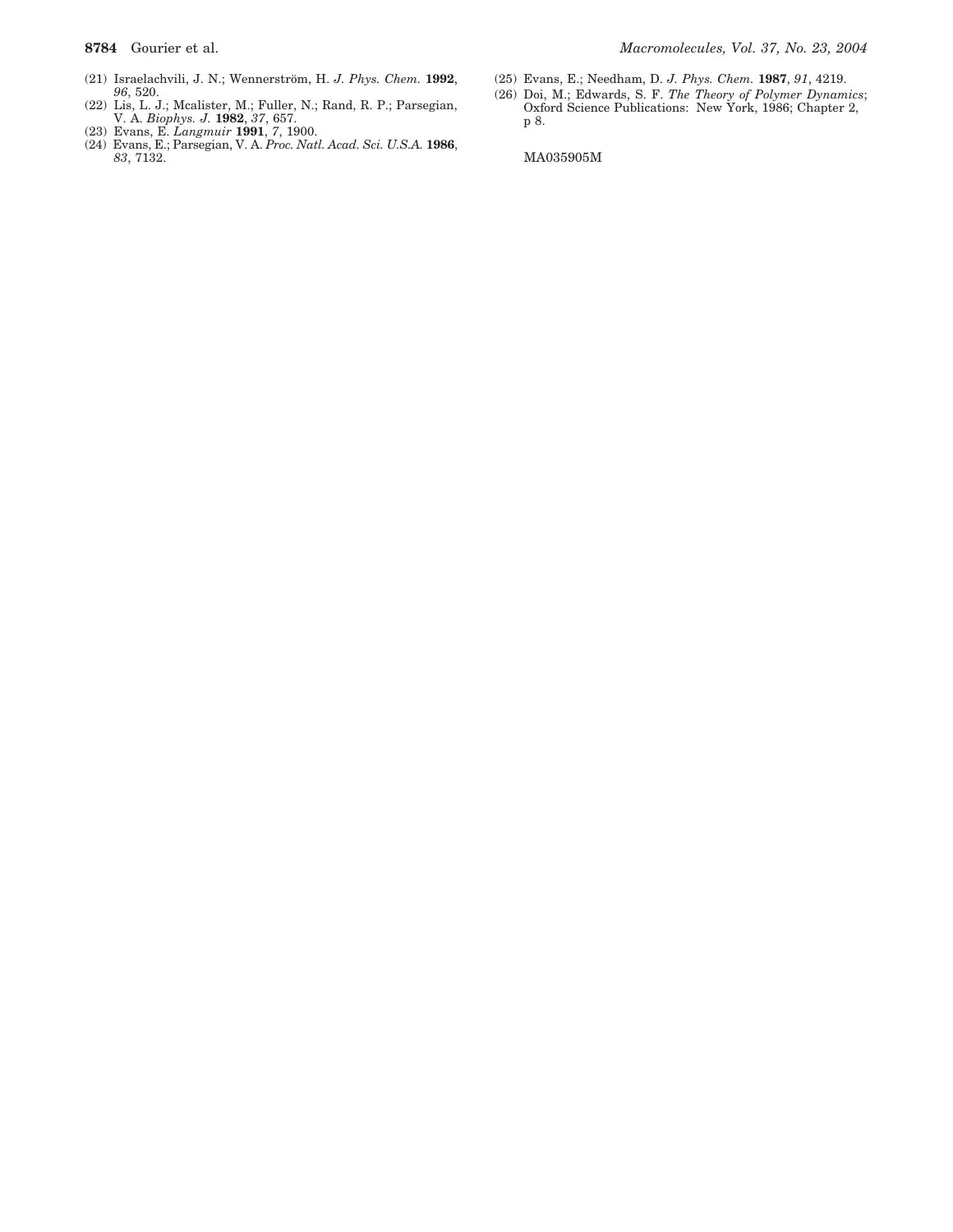(21) Israelachvili, J. N.; Wennerström, H. *J. Phys. Chem.* **1992**, *96*, 520.

(22) Lis, L. J.; Mcalister, M.; Fuller, N.; Rand, R. P.; Parsegian, V. A. *Biophys. J.* **1982**, *37*, 657.

(23) Evans, E. *Langmuir* **1991**, *7*, 1900.

(24) Evans, E.; Parsegian, V. A. *Proc. Natl. Acad. Sci. U.S.A.* **1986**, *83*, 7132.

(25) Evans, E.; Needham, D. *J. Phys. Chem.* **1987**, *91*, 4219.

(26) Doi, M.; Edwards, S. F. *The Theory of Polymer Dynamics*; Oxford Science Publications: New York, 1986; Chapter 2, p 8.

MA035905M